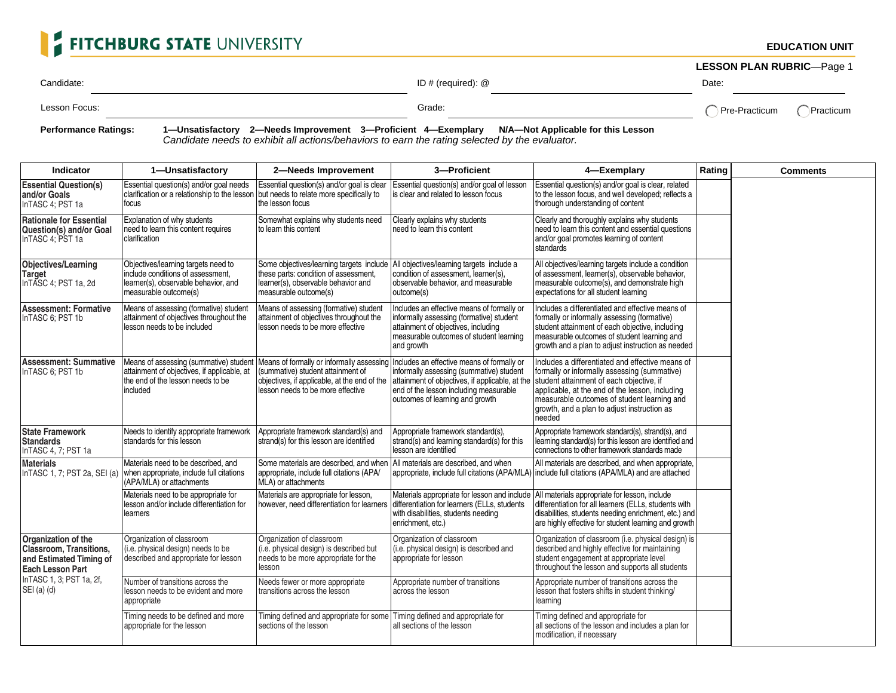# FITCHBURG STATE UNIVERSITY

**EDUCATION UNIT**

**LESSON PLAN RUBRIC**—Page 1

Candidate: ____________________ ID # (required): @ ____________________ Date: ____________

Lesson Focus: ____________________ Grade: ____________________ ◯ Pre-Practicum ◯ Practicum

**Performance Ratings:** **1—Unsatisfactory 2—Needs Improvement 3—Proficient 4—Exemplary N/A—Not Applicable for this Lesson**
*Candidate needs to exhibit all actions/behaviors to earn the rating selected by the evaluator.*

| Indicator | 1—Unsatisfactory | 2—Needs Improvement | 3—Proficient | 4—Exemplary | Rating | Comments |
|---|---|---|---|---|---|---|
| **Essential Question(s) and/or Goals** InTASC 4; PST 1a | Essential question(s) and/or goal needs clarification or a relationship to the lesson focus | Essential question(s) and/or goal is clear but needs to relate more specifically to the lesson focus | Essential question(s) and/or goal of lesson is clear and related to lesson focus | Essential question(s) and/or goal is clear, related to the lesson focus, and well developed; reflects a thorough understanding of content | | |
| **Rationale for Essential Question(s) and/or Goal** InTASC 4; PST 1a | Explanation of why students need to learn this content requires clarification | Somewhat explains why students need to learn this content | Clearly explains why students need to learn this content | Clearly and thoroughly explains why students need to learn this content and essential questions and/or goal promotes learning of content standards | | |
| **Objectives/Learning Target** InTASC 4; PST 1a, 2d | Objectives/learning targets need to include conditions of assessment, learner(s), observable behavior, and measurable outcome(s) | Some objectives/learning targets include these parts: condition of assessment, learner(s), observable behavior and measurable outcome(s) | All objectives/learning targets include a condition of assessment, learner(s), observable behavior, and measurable outcome(s) | All objectives/learning targets include a condition of assessment, learner(s), observable behavior, measurable outcome(s), and demonstrate high expectations for all student learning | | |
| **Assessment: Formative** InTASC 6; PST 1b | Means of assessing (formative) student attainment of objectives throughout the lesson needs to be included | Means of assessing (formative) student attainment of objectives throughout the lesson needs to be more effective | Includes an effective means of formally or informally assessing (formative) student attainment of objectives, including measurable outcomes of student learning and growth | Includes a differentiated and effective means of formally or informally assessing (formative) student attainment of each objective, including measurable outcomes of student learning and growth and a plan to adjust instruction as needed | | |
| **Assessment: Summative** InTASC 6; PST 1b | Means of assessing (summative) student attainment of objectives, if applicable, at the end of the lesson needs to be included | Means of formally or informally assessing (summative) student attainment of objectives, if applicable, at the end of the lesson needs to be more effective | Includes an effective means of formally or informally assessing (summative) student attainment of objectives, if applicable, at the end of the lesson including measurable outcomes of learning and growth | Includes a differentiated and effective means of formally or informally assessing (summative) student attainment of each objective, if applicable, at the end of the lesson, including measurable outcomes of student learning and growth, and a plan to adjust instruction as needed | | |
| **State Framework Standards** InTASC 4, 7; PST 1a | Needs to identify appropriate framework standards for this lesson | Appropriate framework standard(s) and strand(s) for this lesson are identified | Appropriate framework standard(s), strand(s) and learning standard(s) for this lesson are identified | Appropriate framework standard(s), strand(s), and learning standard(s) for this lesson are identified and connections to other framework standards made | | |
| **Materials** InTASC 1, 7; PST 2a, SEI (a) | Materials need to be described, and when appropriate, include full citations (APA/MLA) or attachments | Some materials are described, and when appropriate, include full citations (APA/MLA) or attachments | All materials are described, and when appropriate, include full citations (APA/MLA) | All materials are described, and when appropriate, include full citations (APA/MLA) and are attached | | |
| | Materials need to be appropriate for lesson and/or include differentiation for learners | Materials are appropriate for lesson, however, need differentiation for learners | Materials appropriate for lesson and include differentiation for learners (ELLs, students with disabilities, students needing enrichment, etc.) | All materials appropriate for lesson, include differentiation for all learners (ELLs, students with disabilities, students needing enrichment, etc.) and are highly effective for student learning and growth | | |
| **Organization of the Classroom, Transitions, and Estimated Timing of Each Lesson Part** InTASC 1, 3; PST 1a, 2f, SEI (a) (d) | Organization of classroom (i.e. physical design) needs to be described and appropriate for lesson | Organization of classroom (i.e. physical design) is described but needs to be more appropriate for the lesson | Organization of classroom (i.e. physical design) is described and appropriate for lesson | Organization of classroom (i.e. physical design) is described and highly effective for maintaining student engagement at appropriate level throughout the lesson and supports all students | | |
| | Number of transitions across the lesson needs to be evident and more appropriate | Needs fewer or more appropriate transitions across the lesson | Appropriate number of transitions across the lesson | Appropriate number of transitions across the lesson that fosters shifts in student thinking/ learning | | |
| | Timing needs to be defined and more appropriate for the lesson | Timing defined and appropriate for some sections of the lesson | Timing defined and appropriate for all sections of the lesson | Timing defined and appropriate for all sections of the lesson and includes a plan for modification, if necessary | | |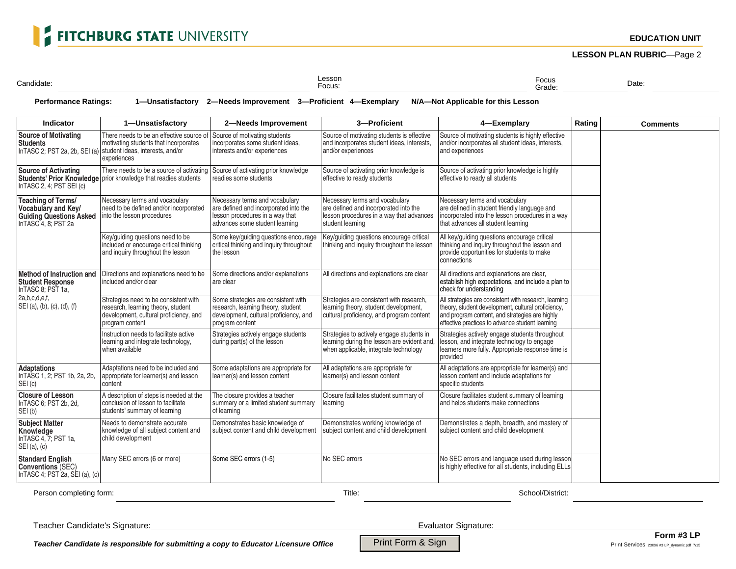FITCHBURG STATE UNIVERSITY

**EDUCATION UNIT**

**LESSON PLAN RUBRIC**—Page 2

Candidate: ____________ Lesson Focus: ____________ Focus Grade: ____________ Date: ____________

**Performance Ratings:** **1—Unsatisfactory 2—Needs Improvement 3—Proficient 4—Exemplary N/A—Not Applicable for this Lesson**

| Indicator | 1—Unsatisfactory | 2—Needs Improvement | 3—Proficient | 4—Exemplary | Rating | Comments |
|---|---|---|---|---|---|---|
| **Source of Motivating Students** InTASC 2; PST 2a, 2b, SEI (a) | There needs to be an effective source of motivating students that incorporates student ideas, interests, and/or experiences | Source of motivating students incorporates some student ideas, interests and/or experiences | Source of motivating students is effective and incorporates student ideas, interests, and/or experiences | Source of motivating students is highly effective and/or incorporates all student ideas, interests, and experiences | | |
| **Source of Activating Students' Prior Knowledge** InTASC 2, 4; PST SEI (c) | There needs to be a source of activating prior knowledge that readies students | Source of activating prior knowledge readies some students | Source of activating prior knowledge is effective to ready students | Source of activating prior knowledge is highly effective to ready all students | | |
| **Teaching of Terms/ Vocabulary and Key/ Guiding Questions Asked** InTASC 4, 8; PST 2a | Necessary terms and vocabulary need to be defined and/or incorporated into the lesson procedures | Necessary terms and vocabulary are defined and incorporated into the lesson procedures in a way that advances some student learning | Necessary terms and vocabulary are defined and incorporated into the lesson procedures in a way that advances student learning | Necessary terms and vocabulary are defined in student friendly language and incorporated into the lesson procedures in a way that advances all student learning | | |
| | Key/guiding questions need to be included or encourage critical thinking and inquiry throughout the lesson | Some key/guiding questions encourage critical thinking and inquiry throughout the lesson | Key/guiding questions encourage critical thinking and inquiry throughout the lesson | All key/guiding questions encourage critical thinking and inquiry throughout the lesson and provide opportunities for students to make connections | | |
| **Method of Instruction and Student Response** InTASC 8; PST 1a, 2a,b,c,d,e,f, SEI (a), (b), (c), (d), (f) | Directions and explanations need to be included and/or clear | Some directions and/or explanations are clear | All directions and explanations are clear | All directions and explanations are clear, establish high expectations, and include a plan to check for understanding | | |
| | Strategies need to be consistent with research, learning theory, student development, cultural proficiency, and program content | Some strategies are consistent with research, learning theory, student development, cultural proficiency, and program content | Strategies are consistent with research, learning theory, student development, cultural proficiency, and program content | All strategies are consistent with research, learning theory, student development, cultural proficiency, and program content, and strategies are highly effective practices to advance student learning | | |
| | Instruction needs to facilitate active learning and integrate technology, when available | Strategies actively engage students during part(s) of the lesson | Strategies to actively engage students in learning during the lesson are evident and, when applicable, integrate technology | Strategies actively engage students throughout lesson, and integrate technology to engage learners more fully. Appropriate response time is provided | | |
| **Adaptations** InTASC 1, 2; PST 1b, 2a, 2b, SEI (c) | Adaptations need to be included and appropriate for learner(s) and lesson content | Some adaptations are appropriate for learner(s) and lesson content | All adaptations are appropriate for learner(s) and lesson content | All adaptations are appropriate for learner(s) and lesson content and include adaptations for specific students | | |
| **Closure of Lesson** InTASC 6; PST 2b, 2d, SEI (b) | A description of steps is needed at the conclusion of lesson to facilitate students' summary of learning | The closure provides a teacher summary or a limited student summary of learning | Closure facilitates student summary of learning | Closure facilitates student summary of learning and helps students make connections | | |
| **Subject Matter Knowledge** InTASC 4, 7; PST 1a, SEI (a), (c) | Needs to demonstrate accurate knowledge of all subject content and child development | Demonstrates basic knowledge of subject content and child development | Demonstrates working knowledge of subject content and child development | Demonstrates a depth, breadth, and mastery of subject content and child development | | |
| **Standard English Conventions** (SEC) InTASC 4; PST 2a, SEI (a), (c) | Many SEC errors (6 or more) | Some SEC errors (1-5) | No SEC errors | No SEC errors and language used during lesson is highly effective for all students, including ELLs | | |

Person completing form: ____________ Title: ____________ School/District: ____________

Teacher Candidate's Signature: ____________ Evaluator Signature: ____________

***Teacher Candidate is responsible for submitting a copy to Educator Licensure Office***

Print Form & Sign

**Form #3 LP**

Print Services 23096 #3 LP_dynamic.pdf 7/15